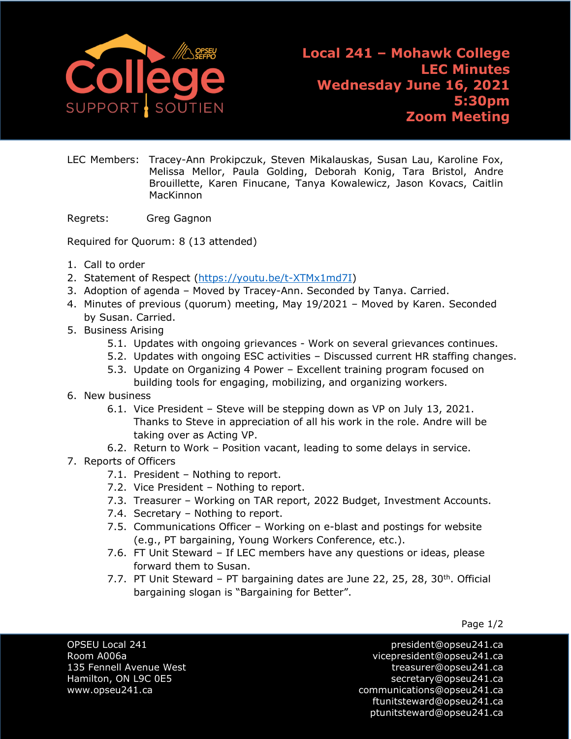# Local 241 – Mohawk College
## LEC Minutes
## Wednesday June 16, 2021
## 5:30pm
## Zoom Meeting

LEC Members: Tracey-Ann Prokipczuk, Steven Mikalauskas, Susan Lau, Karoline Fox, Melissa Mellor, Paula Golding, Deborah Konig, Tara Bristol, Andre Brouillette, Karen Finucane, Tanya Kowalewicz, Jason Kovacs, Caitlin MacKinnon

Regrets: Greg Gagnon

Required for Quorum: 8 (13 attended)

1. Call to order
2. Statement of Respect (https://youtu.be/t-XTMx1md7I)
3. Adoption of agenda – Moved by Tracey-Ann. Seconded by Tanya. Carried.
4. Minutes of previous (quorum) meeting, May 19/2021 – Moved by Karen. Seconded by Susan. Carried.
5. Business Arising
   - 5.1. Updates with ongoing grievances - Work on several grievances continues.
   - 5.2. Updates with ongoing ESC activities – Discussed current HR staffing changes.
   - 5.3. Update on Organizing 4 Power – Excellent training program focused on building tools for engaging, mobilizing, and organizing workers.
6. New business
   - 6.1. Vice President – Steve will be stepping down as VP on July 13, 2021. Thanks to Steve in appreciation of all his work in the role. Andre will be taking over as Acting VP.
   - 6.2. Return to Work – Position vacant, leading to some delays in service.
7. Reports of Officers
   - 7.1. President – Nothing to report.
   - 7.2. Vice President – Nothing to report.
   - 7.3. Treasurer – Working on TAR report, 2022 Budget, Investment Accounts.
   - 7.4. Secretary – Nothing to report.
   - 7.5. Communications Officer – Working on e-blast and postings for website (e.g., PT bargaining, Young Workers Conference, etc.).
   - 7.6. FT Unit Steward – If LEC members have any questions or ideas, please forward them to Susan.
   - 7.7. PT Unit Steward – PT bargaining dates are June 22, 25, 28, 30th. Official bargaining slogan is "Bargaining for Better".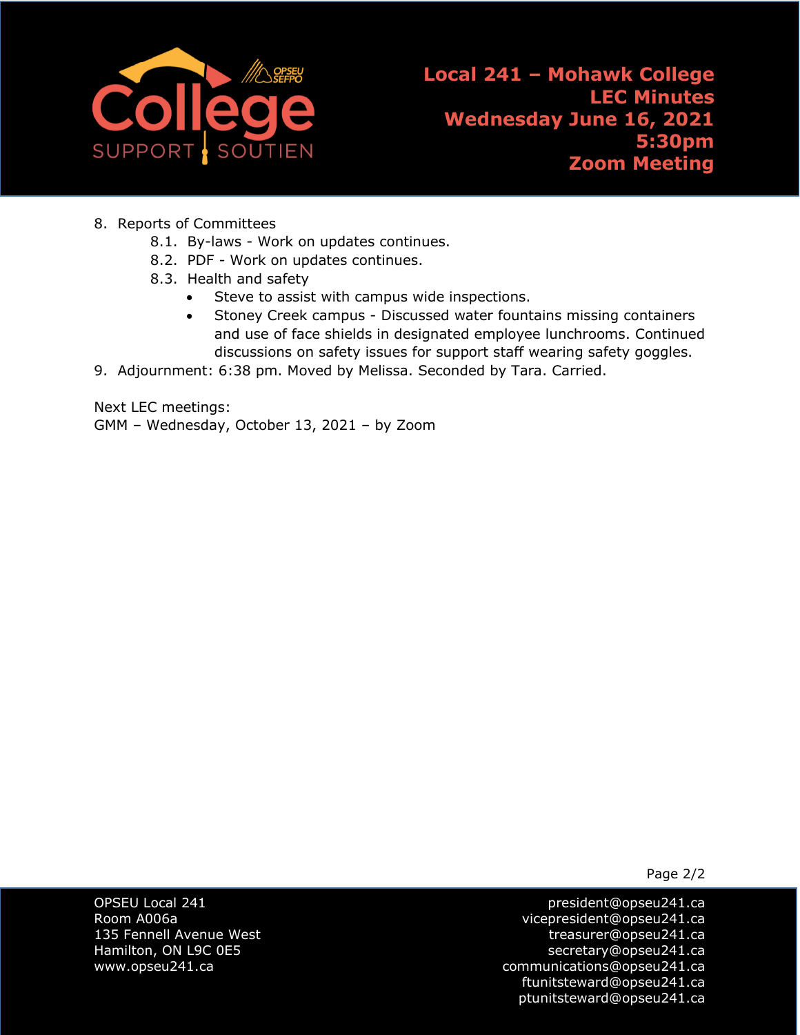8. Reports of Committees
    8.1. By-laws - Work on updates continues.
    8.2. PDF - Work on updates continues.
    8.3. Health and safety
        - Steve to assist with campus wide inspections.
        - Stoney Creek campus - Discussed water fountains missing containers and use of face shields in designated employee lunchrooms. Continued discussions on safety issues for support staff wearing safety goggles.
9. Adjournment: 6:38 pm. Moved by Melissa. Seconded by Tara. Carried.

Next LEC meetings:
GMM – Wednesday, October 13, 2021 – by Zoom